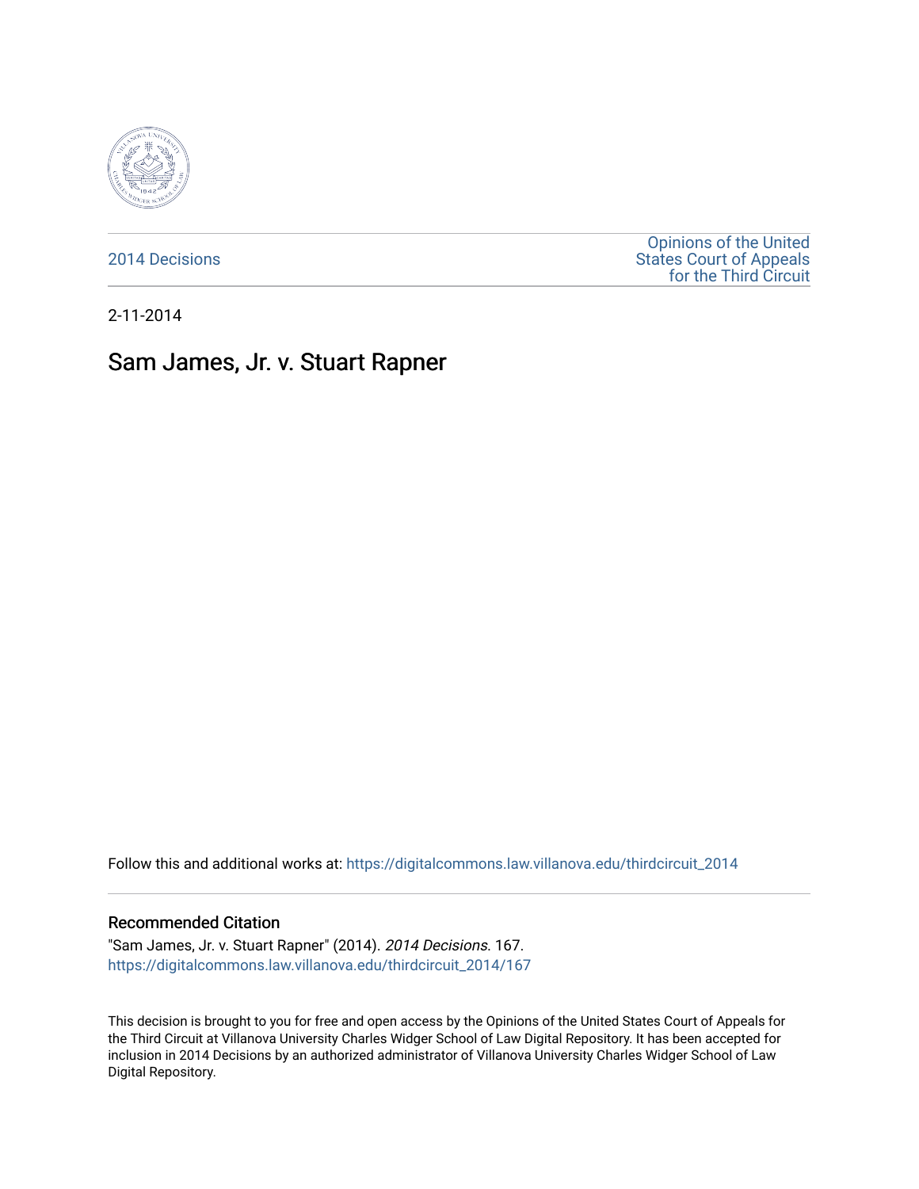2014 Decisions

Opinions of the United States Court of Appeals for the Third Circuit

2-11-2014

# Sam James, Jr. v. Stuart Rapner

Follow this and additional works at: https://digitalcommons.law.villanova.edu/thirdcircuit_2014

## Recommended Citation

"Sam James, Jr. v. Stuart Rapner" (2014). *2014 Decisions*. 167.
https://digitalcommons.law.villanova.edu/thirdcircuit_2014/167

This decision is brought to you for free and open access by the Opinions of the United States Court of Appeals for the Third Circuit at Villanova University Charles Widger School of Law Digital Repository. It has been accepted for inclusion in 2014 Decisions by an authorized administrator of Villanova University Charles Widger School of Law Digital Repository.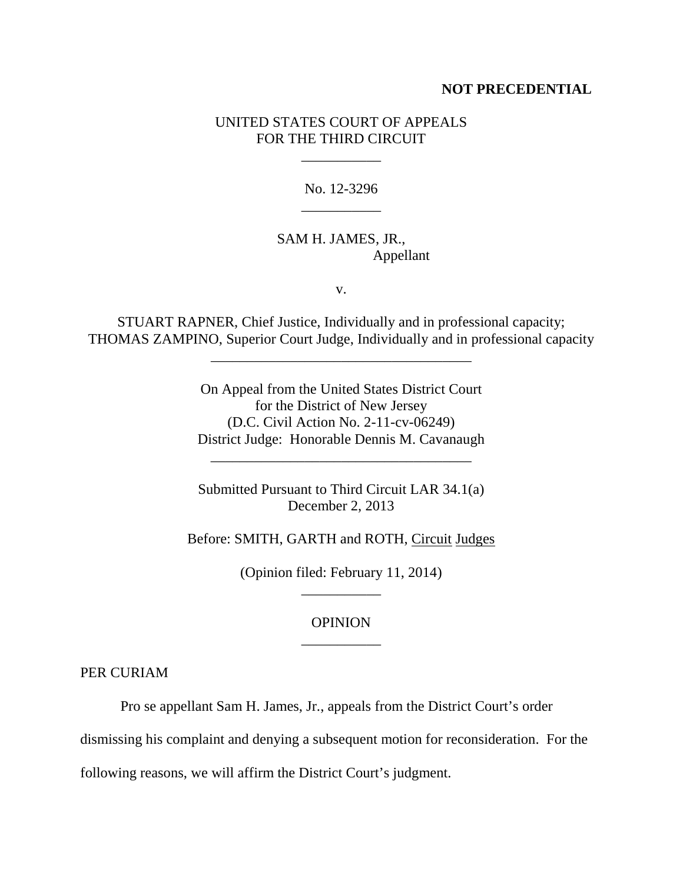**NOT PRECEDENTIAL**

UNITED STATES COURT OF APPEALS
FOR THE THIRD CIRCUIT

___________

No. 12-3296

___________

SAM H. JAMES, JR.,
Appellant

v.

STUART RAPNER, Chief Justice, Individually and in professional capacity;
THOMAS ZAMPINO, Superior Court Judge, Individually and in professional capacity

____________________________________

On Appeal from the United States District Court
for the District of New Jersey
(D.C. Civil Action No. 2-11-cv-06249)
District Judge: Honorable Dennis M. Cavanaugh

____________________________________

Submitted Pursuant to Third Circuit LAR 34.1(a)
December 2, 2013

Before: SMITH, GARTH and ROTH, Circuit Judges

(Opinion filed: February 11, 2014)

___________

OPINION

___________

PER CURIAM

Pro se appellant Sam H. James, Jr., appeals from the District Court's order dismissing his complaint and denying a subsequent motion for reconsideration. For the following reasons, we will affirm the District Court's judgment.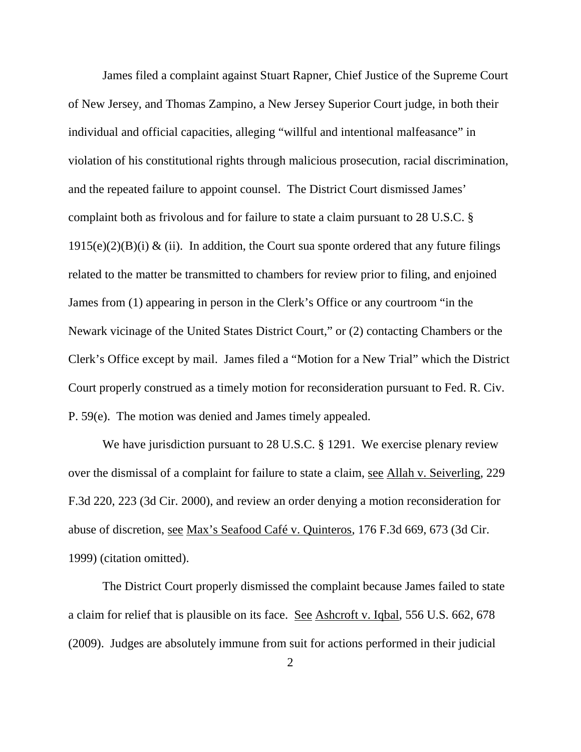James filed a complaint against Stuart Rapner, Chief Justice of the Supreme Court of New Jersey, and Thomas Zampino, a New Jersey Superior Court judge, in both their individual and official capacities, alleging "willful and intentional malfeasance" in violation of his constitutional rights through malicious prosecution, racial discrimination, and the repeated failure to appoint counsel. The District Court dismissed James' complaint both as frivolous and for failure to state a claim pursuant to 28 U.S.C. § 1915(e)(2)(B)(i) & (ii). In addition, the Court sua sponte ordered that any future filings related to the matter be transmitted to chambers for review prior to filing, and enjoined James from (1) appearing in person in the Clerk's Office or any courtroom "in the Newark vicinage of the United States District Court," or (2) contacting Chambers or the Clerk's Office except by mail. James filed a "Motion for a New Trial" which the District Court properly construed as a timely motion for reconsideration pursuant to Fed. R. Civ. P. 59(e). The motion was denied and James timely appealed.

We have jurisdiction pursuant to 28 U.S.C. § 1291. We exercise plenary review over the dismissal of a complaint for failure to state a claim, see Allah v. Seiverling, 229 F.3d 220, 223 (3d Cir. 2000), and review an order denying a motion reconsideration for abuse of discretion, see Max's Seafood Café v. Quinteros, 176 F.3d 669, 673 (3d Cir. 1999) (citation omitted).

The District Court properly dismissed the complaint because James failed to state a claim for relief that is plausible on its face. See Ashcroft v. Iqbal, 556 U.S. 662, 678 (2009). Judges are absolutely immune from suit for actions performed in their judicial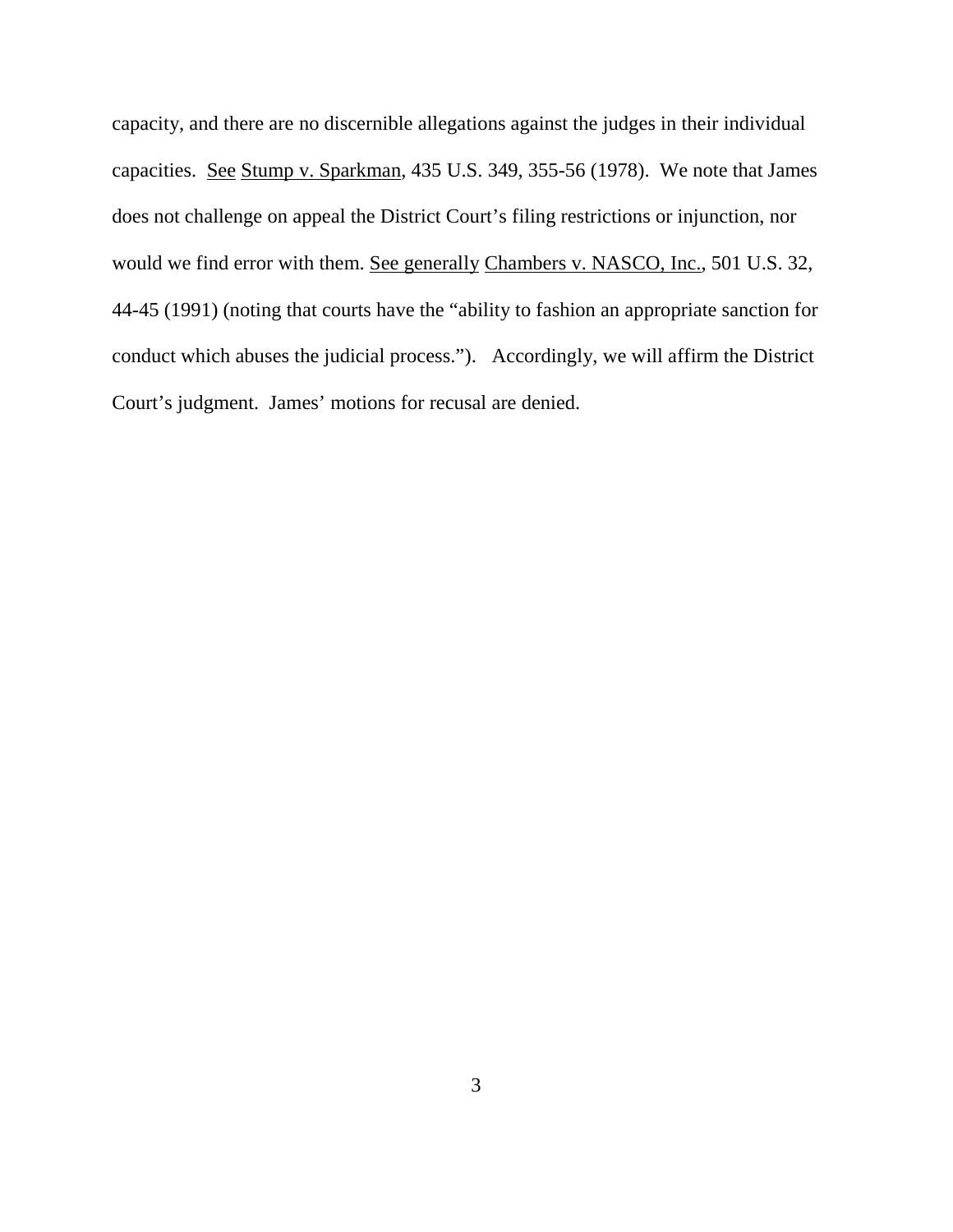capacity, and there are no discernible allegations against the judges in their individual capacities. See Stump v. Sparkman, 435 U.S. 349, 355-56 (1978). We note that James does not challenge on appeal the District Court's filing restrictions or injunction, nor would we find error with them. See generally Chambers v. NASCO, Inc., 501 U.S. 32, 44-45 (1991) (noting that courts have the "ability to fashion an appropriate sanction for conduct which abuses the judicial process."). Accordingly, we will affirm the District Court's judgment. James' motions for recusal are denied.